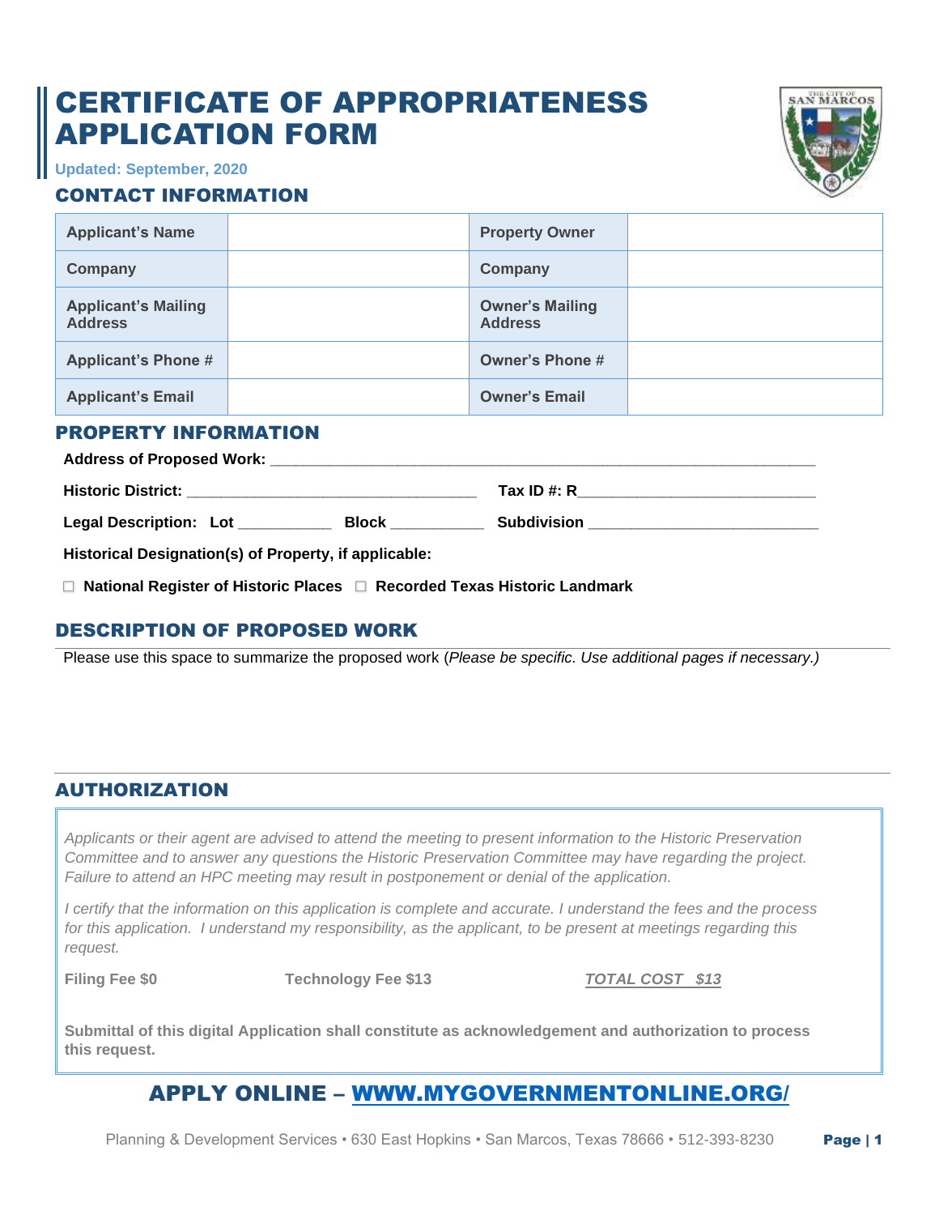# CERTIFICATE OF APPROPRIATENESS APPLICATION FORM

**Updated: September, 2020**

## CONTACT INFORMATION

| Applicant's Name | | Property Owner | |
|---|---|---|---|
| Company | | Company | |
| Applicant's Mailing Address | | Owner's Mailing Address | |
| Applicant's Phone # | | Owner's Phone # | |
| Applicant's Email | | Owner's Email | |

## PROPERTY INFORMATION

**Address of Proposed Work:** ____________________________________________________________

**Historic District:** ________________________________ **Tax ID #: R**___________________________

**Legal Description: Lot** __________ **Block** __________ **Subdivision** __________________________

**Historical Designation(s) of Property, if applicable:**

☐ **National Register of Historic Places** ☐ **Recorded Texas Historic Landmark**

## DESCRIPTION OF PROPOSED WORK

Please use this space to summarize the proposed work (*Please be specific. Use additional pages if necessary.)*

## AUTHORIZATION

*Applicants or their agent are advised to attend the meeting to present information to the Historic Preservation Committee and to answer any questions the Historic Preservation Committee may have regarding the project. Failure to attend an HPC meeting may result in postponement or denial of the application.*

*I certify that the information on this application is complete and accurate. I understand the fees and the process for this application. I understand my responsibility, as the applicant, to be present at meetings regarding this request.*

**Filing Fee $0** **Technology Fee $13** ***TOTAL COST $13***

**Submittal of this digital Application shall constitute as acknowledgement and authorization to process this request.**

## APPLY ONLINE – WWW.MYGOVERNMENTONLINE.ORG/

Planning & Development Services • 630 East Hopkins • San Marcos, Texas 78666 • 512-393-8230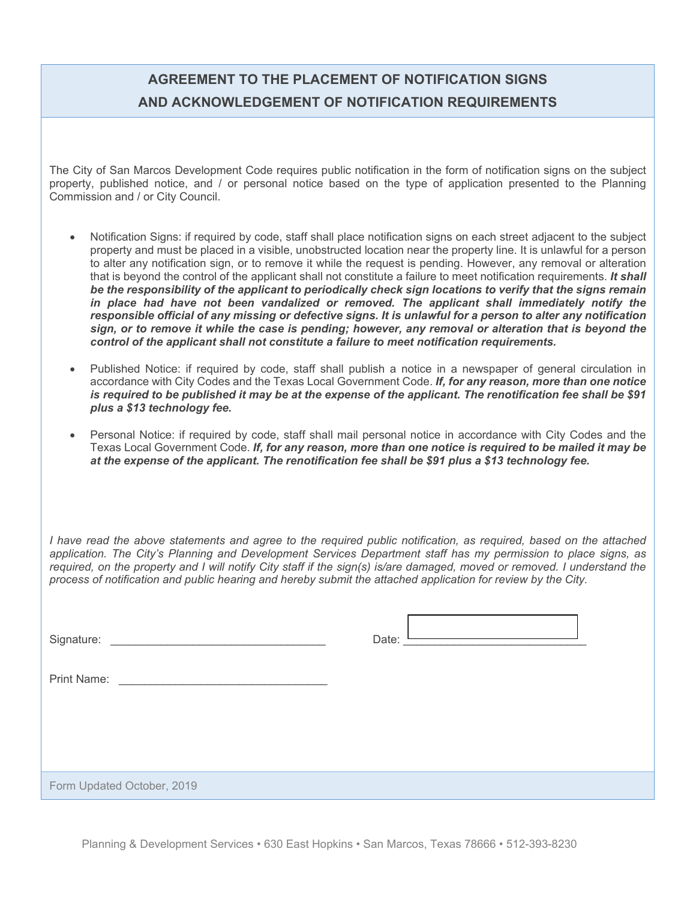## AGREEMENT TO THE PLACEMENT OF NOTIFICATION SIGNS AND ACKNOWLEDGEMENT OF NOTIFICATION REQUIREMENTS

The City of San Marcos Development Code requires public notification in the form of notification signs on the subject property, published notice, and / or personal notice based on the type of application presented to the Planning Commission and / or City Council.

- Notification Signs: if required by code, staff shall place notification signs on each street adjacent to the subject property and must be placed in a visible, unobstructed location near the property line. It is unlawful for a person to alter any notification sign, or to remove it while the request is pending. However, any removal or alteration that is beyond the control of the applicant shall not constitute a failure to meet notification requirements. ***It shall be the responsibility of the applicant to periodically check sign locations to verify that the signs remain in place had have not been vandalized or removed. The applicant shall immediately notify the responsible official of any missing or defective signs. It is unlawful for a person to alter any notification sign, or to remove it while the case is pending; however, any removal or alteration that is beyond the control of the applicant shall not constitute a failure to meet notification requirements.***

- Published Notice: if required by code, staff shall publish a notice in a newspaper of general circulation in accordance with City Codes and the Texas Local Government Code. ***If, for any reason, more than one notice is required to be published it may be at the expense of the applicant. The renotification fee shall be $91 plus a $13 technology fee.***

- Personal Notice: if required by code, staff shall mail personal notice in accordance with City Codes and the Texas Local Government Code. ***If, for any reason, more than one notice is required to be mailed it may be at the expense of the applicant. The renotification fee shall be $91 plus a $13 technology fee.***

*I have read the above statements and agree to the required public notification, as required, based on the attached application. The City's Planning and Development Services Department staff has my permission to place signs, as required, on the property and I will notify City staff if the sign(s) is/are damaged, moved or removed. I understand the process of notification and public hearing and hereby submit the attached application for review by the City.*

Signature: ______________________________ Date: ______________________________

Print Name: ______________________________

Form Updated October, 2019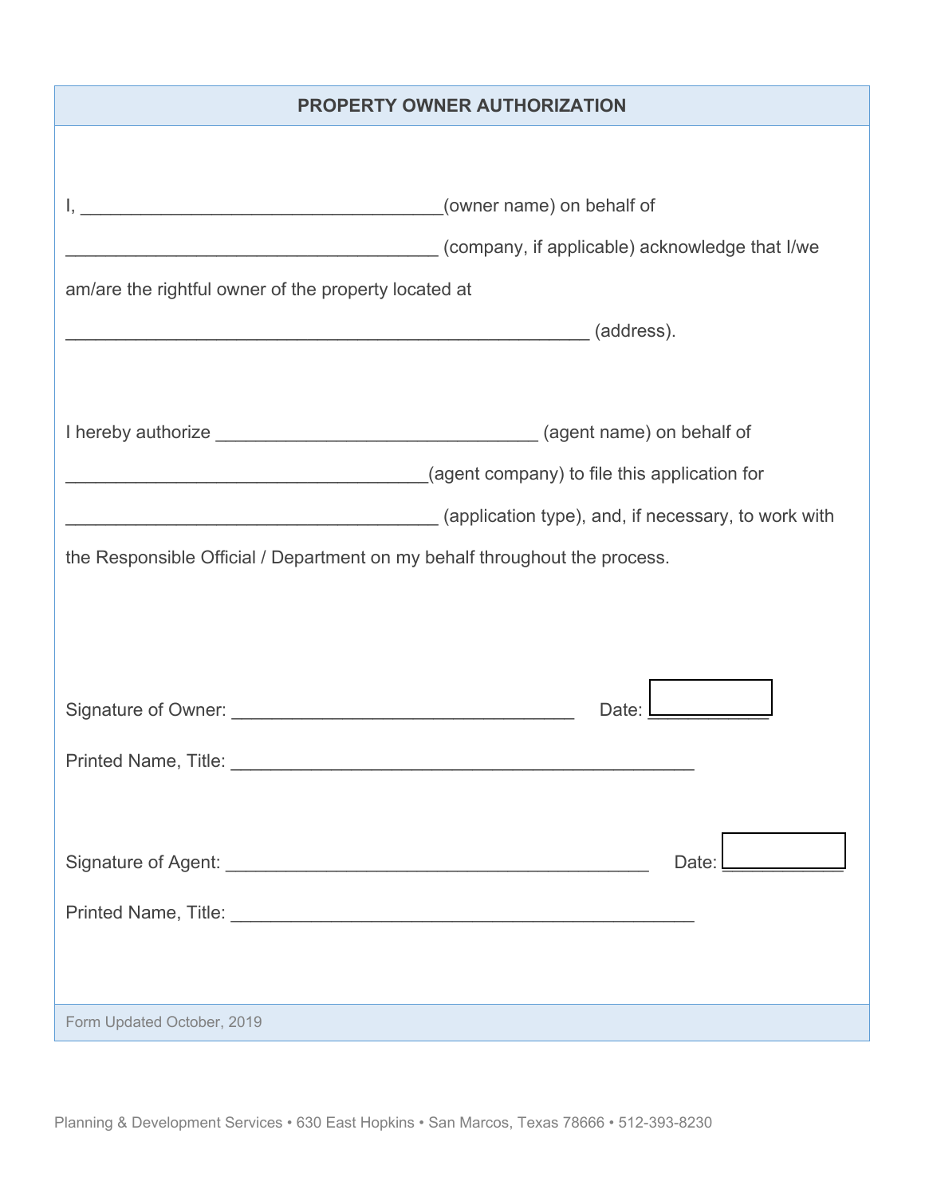## PROPERTY OWNER AUTHORIZATION

I, ____________________________________(owner name) on behalf of

_____________________________________ (company, if applicable) acknowledge that I/we am/are the rightful owner of the property located at

____________________________________________________ (address).

I hereby authorize ________________________________ (agent name) on behalf of

____________________________________(agent company) to file this application for

_____________________________________ (application type), and, if necessary, to work with the Responsible Official / Department on my behalf throughout the process.

Signature of Owner: __________________________________ Date: ____________

Printed Name, Title: ______________________________________________

Signature of Agent: __________________________________________ Date: ____________

Printed Name, Title: ______________________________________________

Form Updated October, 2019

Planning & Development Services • 630 East Hopkins • San Marcos, Texas 78666 • 512-393-8230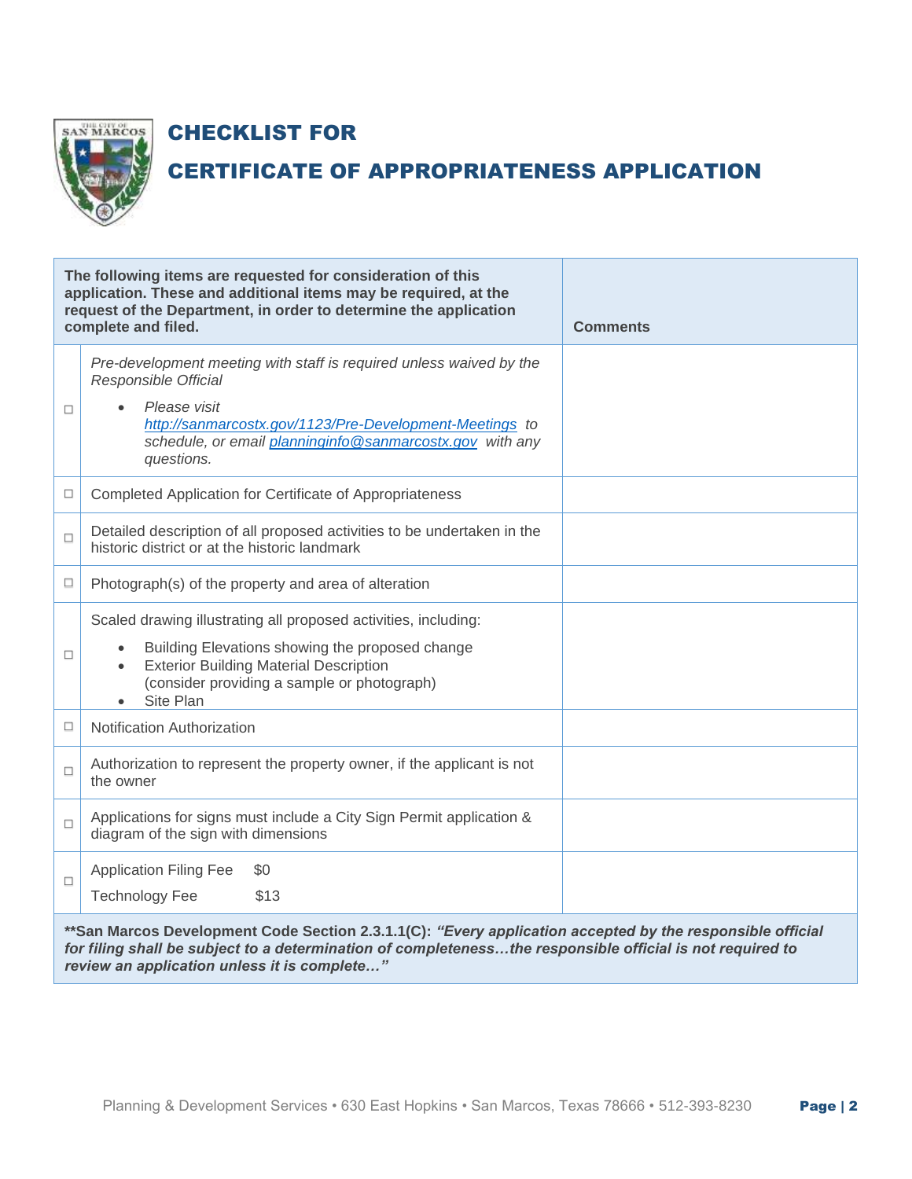# CHECKLIST FOR

# CERTIFICATE OF APPROPRIATENESS APPLICATION

| | The following items are requested for consideration of this application. These and additional items may be required, at the request of the Department, in order to determine the application complete and filed. | Comments |
|---|---|---|
| ☐ | *Pre-development meeting with staff is required unless waived by the Responsible Official*<br>• *Please visit [http://sanmarcostx.gov/1123/Pre-Development-Meetings](http://sanmarcostx.gov/1123/Pre-Development-Meetings) to schedule, or email [planninginfo@sanmarcostx.gov](mailto:planninginfo@sanmarcostx.gov) with any questions.* | |
| ☐ | Completed Application for Certificate of Appropriateness | |
| ☐ | Detailed description of all proposed activities to be undertaken in the historic district or at the historic landmark | |
| ☐ | Photograph(s) of the property and area of alteration | |
| ☐ | Scaled drawing illustrating all proposed activities, including:<br>• Building Elevations showing the proposed change<br>• Exterior Building Material Description (consider providing a sample or photograph)<br>• Site Plan | |
| ☐ | Notification Authorization | |
| ☐ | Authorization to represent the property owner, if the applicant is not the owner | |
| ☐ | Applications for signs must include a City Sign Permit application & diagram of the sign with dimensions | |
| ☐ | Application Filing Fee $0<br>Technology Fee $13 | |

****San Marcos Development Code Section 2.3.1.1(C):** ***"Every application accepted by the responsible official for filing shall be subject to a determination of completeness…the responsible official is not required to review an application unless it is complete…"***